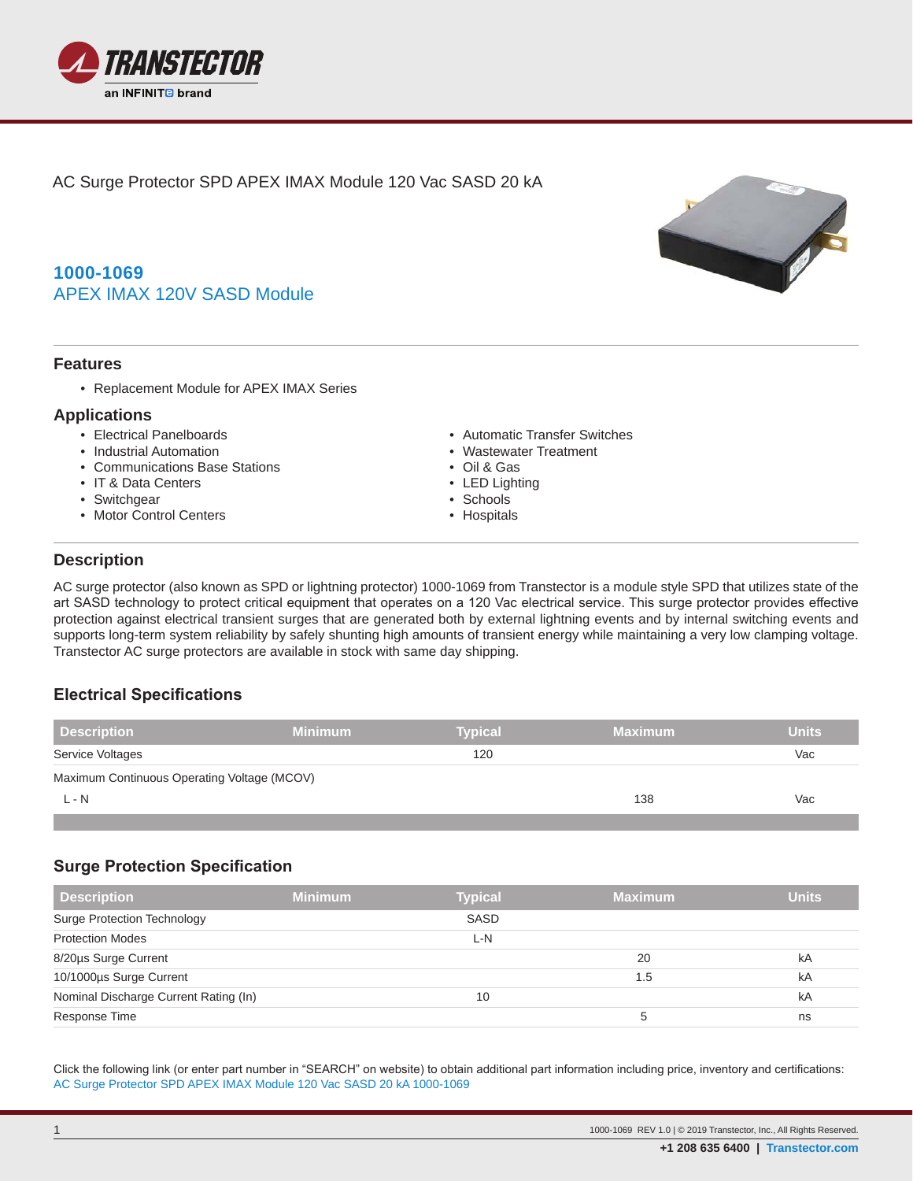AC Surge Protector SPD APEX IMAX Module 120 Vac SASD 20 kA

## 1000-1069

## APEX IMAX 120V SASD Module

### Features

- Replacement Module for APEX IMAX Series

### Applications

- Electrical Panelboards
- Industrial Automation
- Communications Base Stations
- IT & Data Centers
- Switchgear
- Motor Control Centers
- Automatic Transfer Switches
- Wastewater Treatment
- Oil & Gas
- LED Lighting
- Schools
- Hospitals

### Description

AC surge protector (also known as SPD or lightning protector) 1000-1069 from Transtector is a module style SPD that utilizes state of the art SASD technology to protect critical equipment that operates on a 120 Vac electrical service. This surge protector provides effective protection against electrical transient surges that are generated both by external lightning events and by internal switching events and supports long-term system reliability by safely shunting high amounts of transient energy while maintaining a very low clamping voltage. Transtector AC surge protectors are available in stock with same day shipping.

### Electrical Specifications

| Description | Minimum | Typical | Maximum | Units |
|---|---|---|---|---|
| Service Voltages | | 120 | | Vac |
| Maximum Continuous Operating Voltage (MCOV) | | | | |
| L - N | | | 138 | Vac |

### Surge Protection Specification

| Description | Minimum | Typical | Maximum | Units |
|---|---|---|---|---|
| Surge Protection Technology | | SASD | | |
| Protection Modes | | L-N | | |
| 8/20µs Surge Current | | | 20 | kA |
| 10/1000µs Surge Current | | | 1.5 | kA |
| Nominal Discharge Current Rating (In) | | 10 | | kA |
| Response Time | | | 5 | ns |

Click the following link (or enter part number in "SEARCH" on website) to obtain additional part information including price, inventory and certifications:
AC Surge Protector SPD APEX IMAX Module 120 Vac SASD 20 kA 1000-1069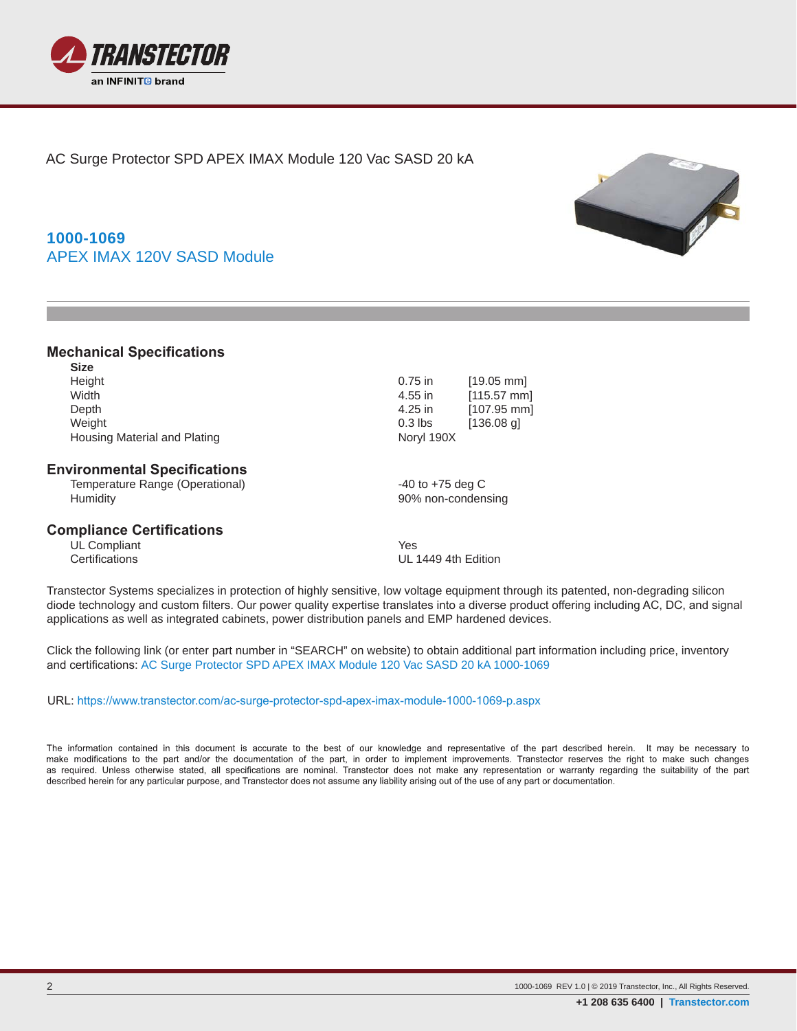AC Surge Protector SPD APEX IMAX Module 120 Vac SASD 20 kA

## 1000-1069
APEX IMAX 120V SASD Module

### Mechanical Specifications

**Size**

| | | |
|---|---|---|
| Height | 0.75 in | [19.05 mm] |
| Width | 4.55 in | [115.57 mm] |
| Depth | 4.25 in | [107.95 mm] |
| Weight | 0.3 lbs | [136.08 g] |
| Housing Material and Plating | Noryl 190X | |

### Environmental Specifications

| | |
|---|---|
| Temperature Range (Operational) | -40 to +75 deg C |
| Humidity | 90% non-condensing |

### Compliance Certifications

| | |
|---|---|
| UL Compliant | Yes |
| Certifications | UL 1449 4th Edition |

Transtector Systems specializes in protection of highly sensitive, low voltage equipment through its patented, non-degrading silicon diode technology and custom filters. Our power quality expertise translates into a diverse product offering including AC, DC, and signal applications as well as integrated cabinets, power distribution panels and EMP hardened devices.

Click the following link (or enter part number in "SEARCH" on website) to obtain additional part information including price, inventory and certifications: AC Surge Protector SPD APEX IMAX Module 120 Vac SASD 20 kA 1000-1069

URL: https://www.transtector.com/ac-surge-protector-spd-apex-imax-module-1000-1069-p.aspx

The information contained in this document is accurate to the best of our knowledge and representative of the part described herein. It may be necessary to make modifications to the part and/or the documentation of the part, in order to implement improvements. Transtector reserves the right to make such changes as required. Unless otherwise stated, all specifications are nominal. Transtector does not make any representation or warranty regarding the suitability of the part described herein for any particular purpose, and Transtector does not assume any liability arising out of the use of any part or documentation.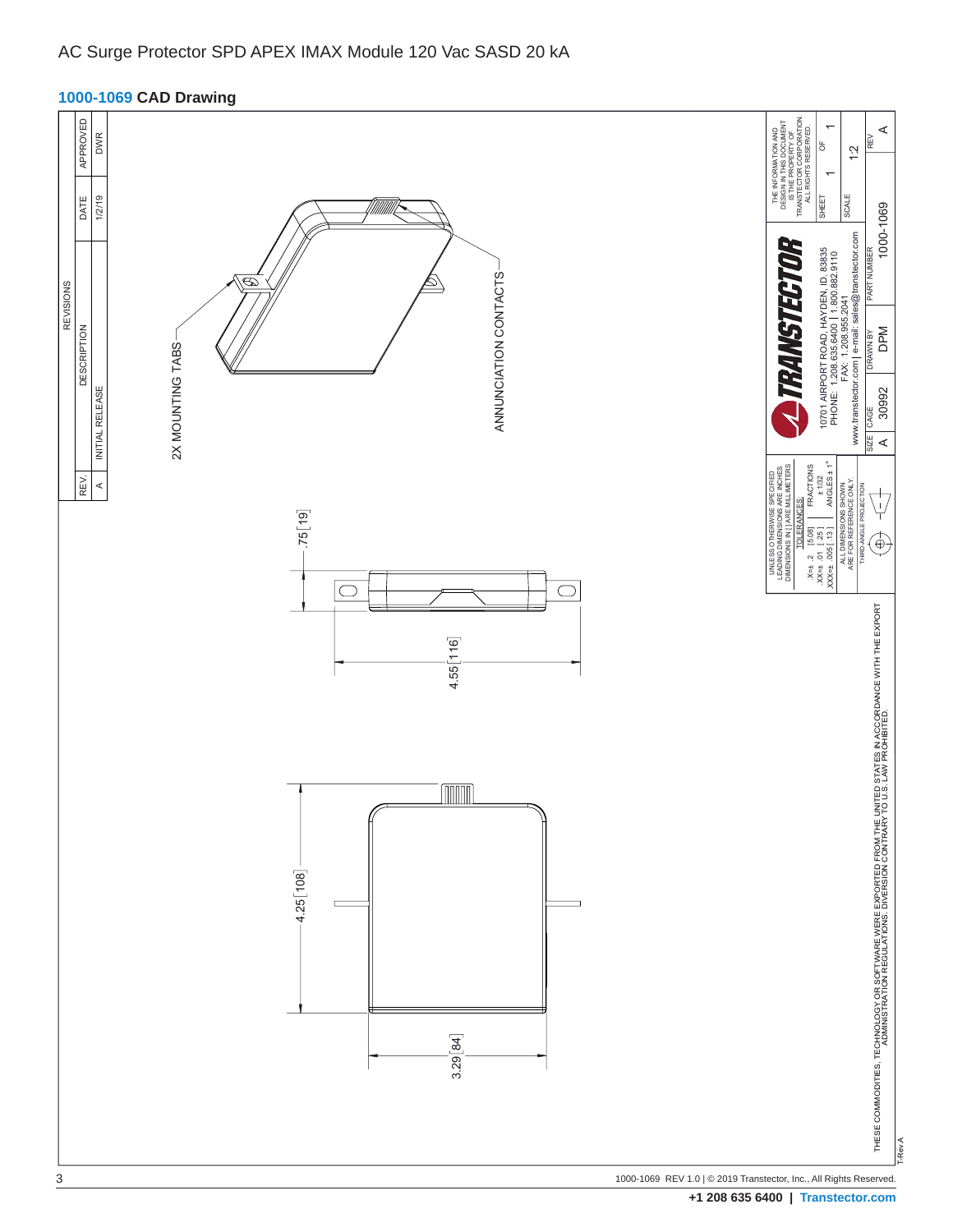AC Surge Protector SPD APEX IMAX Module 120 Vac SASD 20 kA

## 1000-1069 **CAD Drawing**

| REVISIONS | | | |
|---|---|---|---|
| REV. | DESCRIPTION | DATE | APPROVED |
| A | INITIAL RELEASE | 1/2/19 | DWR |

2X MOUNTING TABS

ANNUNCIATION CONTACTS

.75 [19]

4.55 [116]

4.25 [108]

3.29 [84]

UNLESS OTHERWISE SPECIFIED LEADING DIMENSIONS ARE INCHES DIMENSIONS IN [ ] ARE MILLIMETERS

TOLERANCES:

.X=± .2 [5.08]
.XX=± .01 [.25]
.XXX=± .005 [.13]

FRACTIONS ± 1/32
ANGLES ± 1°

ALL DIMENSIONS SHOWN ARE FOR REFERENCE ONLY

THIRD ANGLE PROJECTION

TRANSTECTOR

10701 AIRPORT ROAD, HAYDEN, ID. 83835
PHONE: 1.208.635.6400 | 1.800.882.9110
FAX: 1.208.955.2041
www.transtector.com | e-mail: sales@transtector.com

THE INFORMATION AND DESIGN IN THIS DOCUMENT IS THE PROPERTY OF TRANSTECTOR CORPORATION. ALL RIGHTS RESERVED.

| SIZE | CAGE | DRAWN BY | PART NUMBER | REV |
|---|---|---|---|---|
| A | 30992 | DPM | 1000-1069 | A |

SHEET 1 OF 1

SCALE 1:2

THESE COMMODITIES, TECHNOLOGY OR SOFTWARE WERE EXPORTED FROM THE UNITED STATES IN ACCORDANCE WITH THE EXPORT ADMINISTRATION REGULATIONS. DIVERSION CONTRARY TO U.S. LAW PROHIBITED.

T-Rev A

1000-1069 REV 1.0 | © 2019 Transtector, Inc., All Rights Reserved.

**+1 208 635 6400 | Transtector.com**